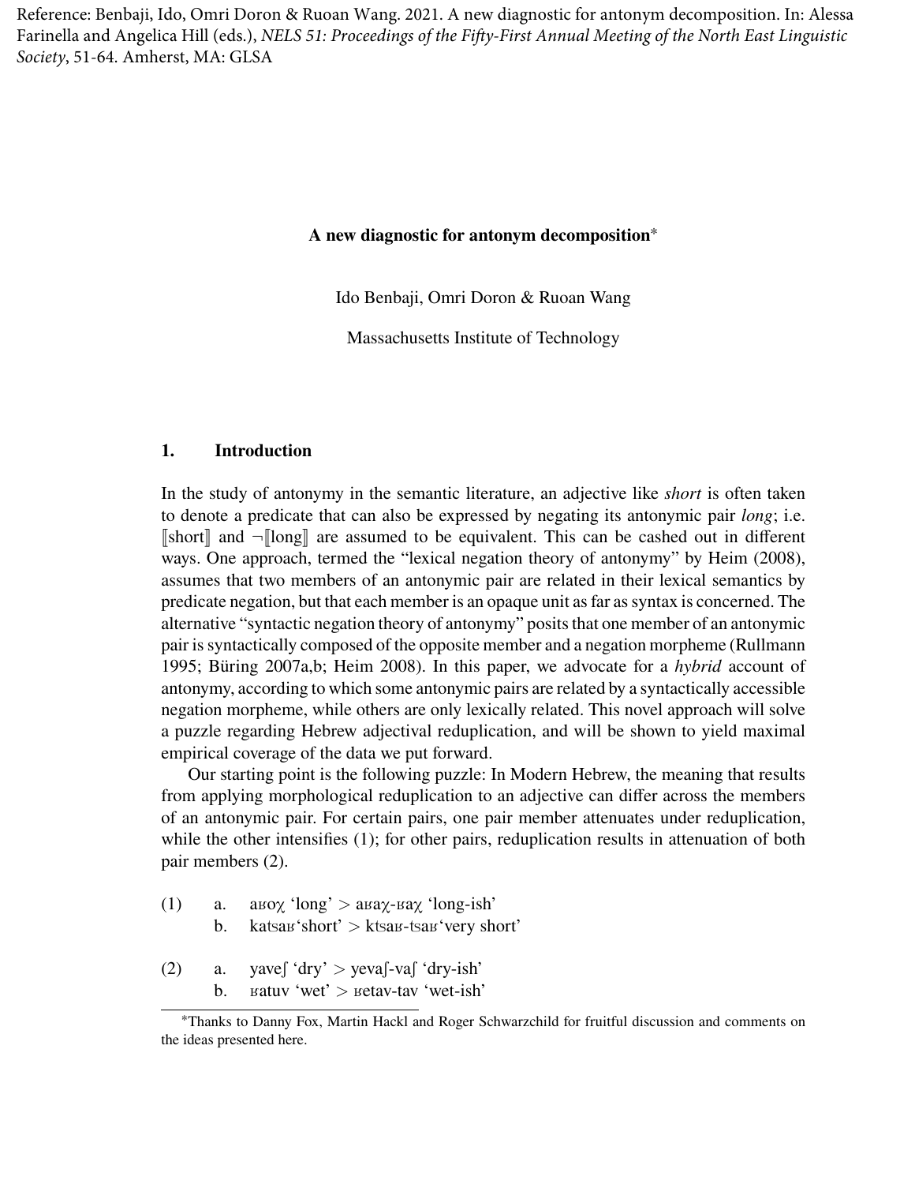Reference: Benbaji, Ido, Omri Doron & Ruoan Wang. 2021. A new diagnostic for antonym decomposition. In: Alessa Farinella and Angelica Hill (eds.), *NELS 51: Proceedings of the Fifty-First Annual Meeting of the North East Linguistic Society*, 51-64. Amherst, MA: GLSA

# A new diagnostic for antonym decomposition*

Ido Benbaji, Omri Doron & Ruoan Wang

Massachusetts Institute of Technology

## 1. Introduction

In the study of antonymy in the semantic literature, an adjective like *short* is often taken to denote a predicate that can also be expressed by negating its antonymic pair *long*; i.e. ⟦short⟧ and ¬⟦long⟧ are assumed to be equivalent. This can be cashed out in different ways. One approach, termed the "lexical negation theory of antonymy" by Heim (2008), assumes that two members of an antonymic pair are related in their lexical semantics by predicate negation, but that each member is an opaque unit as far as syntax is concerned. The alternative "syntactic negation theory of antonymy" posits that one member of an antonymic pair is syntactically composed of the opposite member and a negation morpheme (Rullmann 1995; Büring 2007a,b; Heim 2008). In this paper, we advocate for a *hybrid* account of antonymy, according to which some antonymic pairs are related by a syntactically accessible negation morpheme, while others are only lexically related. This novel approach will solve a puzzle regarding Hebrew adjectival reduplication, and will be shown to yield maximal empirical coverage of the data we put forward.

Our starting point is the following puzzle: In Modern Hebrew, the meaning that results from applying morphological reduplication to an adjective can differ across the members of an antonymic pair. For certain pairs, one pair member attenuates under reduplication, while the other intensifies (1); for other pairs, reduplication results in attenuation of both pair members (2).

(1) a. aʁoχ 'long' > aʁaχ-ʁaχ 'long-ish'
    b. katsaʁ 'short' > ktsaʁ-tsaʁ 'very short'

(2) a. yaveʃ 'dry' > yevaʃ-vaʃ 'dry-ish'
    b. ʁatuv 'wet' > ʁetav-tav 'wet-ish'

*Thanks to Danny Fox, Martin Hackl and Roger Schwarzchild for fruitful discussion and comments on the ideas presented here.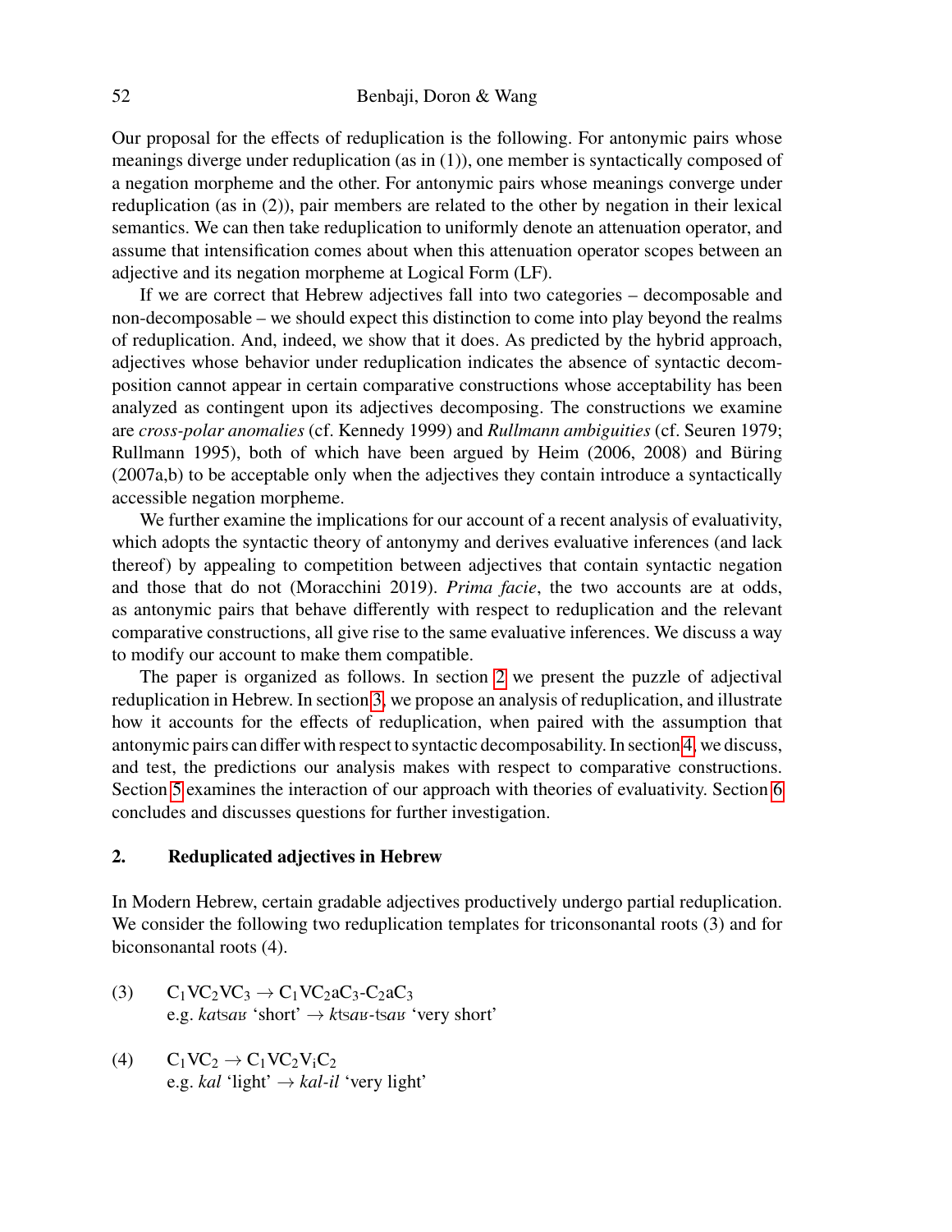Our proposal for the effects of reduplication is the following. For antonymic pairs whose meanings diverge under reduplication (as in (1)), one member is syntactically composed of a negation morpheme and the other. For antonymic pairs whose meanings converge under reduplication (as in (2)), pair members are related to the other by negation in their lexical semantics. We can then take reduplication to uniformly denote an attenuation operator, and assume that intensification comes about when this attenuation operator scopes between an adjective and its negation morpheme at Logical Form (LF).

If we are correct that Hebrew adjectives fall into two categories – decomposable and non-decomposable – we should expect this distinction to come into play beyond the realms of reduplication. And, indeed, we show that it does. As predicted by the hybrid approach, adjectives whose behavior under reduplication indicates the absence of syntactic decomposition cannot appear in certain comparative constructions whose acceptability has been analyzed as contingent upon its adjectives decomposing. The constructions we examine are *cross-polar anomalies* (cf. Kennedy 1999) and *Rullmann ambiguities* (cf. Seuren 1979; Rullmann 1995), both of which have been argued by Heim (2006, 2008) and Büring (2007a,b) to be acceptable only when the adjectives they contain introduce a syntactically accessible negation morpheme.

We further examine the implications for our account of a recent analysis of evaluativity, which adopts the syntactic theory of antonymy and derives evaluative inferences (and lack thereof) by appealing to competition between adjectives that contain syntactic negation and those that do not (Moracchini 2019). *Prima facie*, the two accounts are at odds, as antonymic pairs that behave differently with respect to reduplication and the relevant comparative constructions, all give rise to the same evaluative inferences. We discuss a way to modify our account to make them compatible.

The paper is organized as follows. In section 2 we present the puzzle of adjectival reduplication in Hebrew. In section 3, we propose an analysis of reduplication, and illustrate how it accounts for the effects of reduplication, when paired with the assumption that antonymic pairs can differ with respect to syntactic decomposability. In section 4, we discuss, and test, the predictions our analysis makes with respect to comparative constructions. Section 5 examines the interaction of our approach with theories of evaluativity. Section 6 concludes and discusses questions for further investigation.

## 2. Reduplicated adjectives in Hebrew

In Modern Hebrew, certain gradable adjectives productively undergo partial reduplication. We consider the following two reduplication templates for triconsonantal roots (3) and for biconsonantal roots (4).

(3) $C_1VC_2VC_3 \rightarrow C_1VC_2aC_3\text{-}C_2aC_3$
e.g. *ka*tsa*ʁ* 'short' → *k*tsa*ʁ*-tsa*ʁ* 'very short'

(4) $C_1VC_2 \rightarrow C_1VC_2V_iC_2$
e.g. *kal* 'light' → *kal-il* 'very light'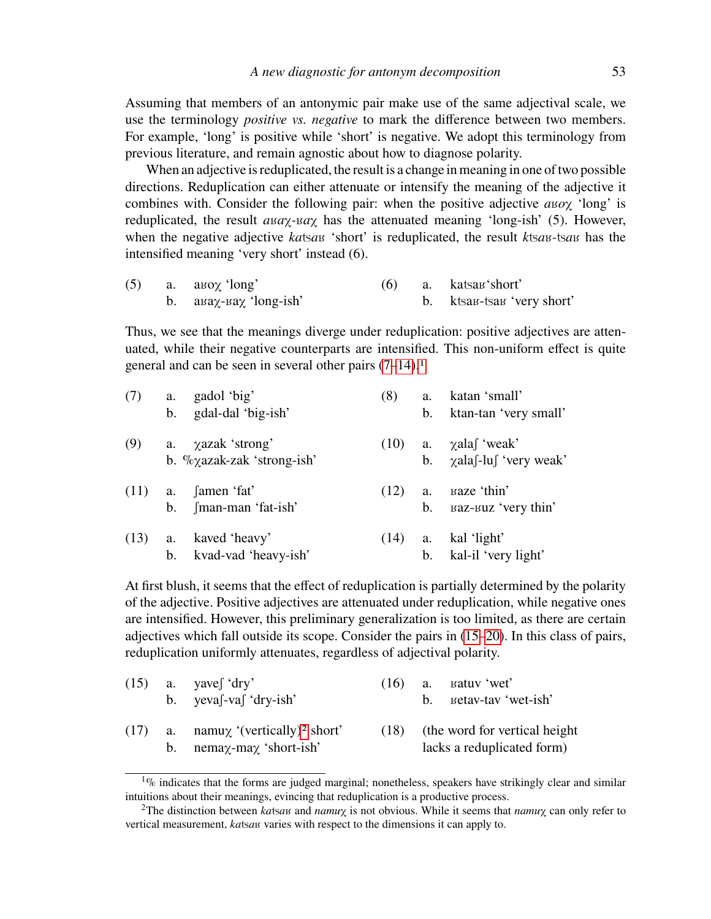Assuming that members of an antonymic pair make use of the same adjectival scale, we use the terminology *positive vs. negative* to mark the difference between two members. For example, 'long' is positive while 'short' is negative. We adopt this terminology from previous literature, and remain agnostic about how to diagnose polarity.

When an adjective is reduplicated, the result is a change in meaning in one of two possible directions. Reduplication can either attenuate or intensify the meaning of the adjective it combines with. Consider the following pair: when the positive adjective *aʁoχ* 'long' is reduplicated, the result *aʁaχ-ʁaχ* has the attenuated meaning 'long-ish' (5). However, when the negative adjective *katsaʁ* 'short' is reduplicated, the result *ktsaʁ-tsaʁ* has the intensified meaning 'very short' instead (6).

(5) a. aʁoχ 'long'
  b. aʁaχ-ʁaχ 'long-ish'

(6) a. katsaʁ 'short'
  b. ktsaʁ-tsaʁ 'very short'

Thus, we see that the meanings diverge under reduplication: positive adjectives are attenuated, while their negative counterparts are intensified. This non-uniform effect is quite general and can be seen in several other pairs (7–14).[1]

(7) a. gadol 'big'
  b. gdal-dal 'big-ish'

(8) a. katan 'small'
  b. ktan-tan 'very small'

(9) a. χazak 'strong'
  b. %χazak-zak 'strong-ish'

(10) a. χalaʃ 'weak'
  b. χalaʃ-luʃ 'very weak'

(11) a. ʃamen 'fat'
  b. ʃman-man 'fat-ish'

(12) a. ʁaze 'thin'
  b. ʁaz-ʁuz 'very thin'

(13) a. kaved 'heavy'
  b. kvad-vad 'heavy-ish'

(14) a. kal 'light'
  b. kal-il 'very light'

At first blush, it seems that the effect of reduplication is partially determined by the polarity of the adjective. Positive adjectives are attenuated under reduplication, while negative ones are intensified. However, this preliminary generalization is too limited, as there are certain adjectives which fall outside its scope. Consider the pairs in (15–20). In this class of pairs, reduplication uniformly attenuates, regardless of adjectival polarity.

(15) a. yaveʃ 'dry'
  b. yevaʃ-vaʃ 'dry-ish'

(16) a. ʁatuv 'wet'
  b. ʁetav-tav 'wet-ish'

(17) a. namuχ '(vertically)[2] short'
  b. nemaχ-maχ 'short-ish'

(18) (the word for vertical height lacks a reduplicated form)

[1] % indicates that the forms are judged marginal; nonetheless, speakers have strikingly clear and similar intuitions about their meanings, evincing that reduplication is a productive process.

[2] The distinction between *katsaʁ* and *namuχ* is not obvious. While it seems that *namuχ* can only refer to vertical measurement, *katsaʁ* varies with respect to the dimensions it can apply to.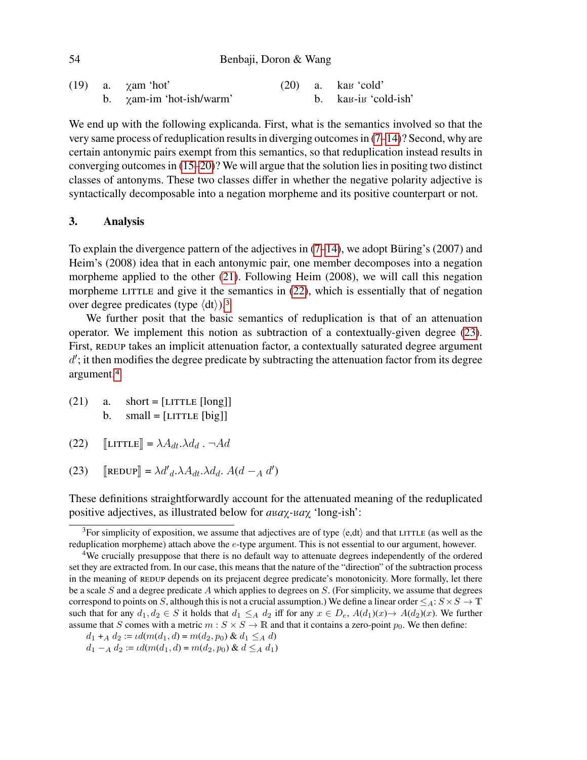(19) a. χam 'hot'
     b. χam-im 'hot-ish/warm'

(20) a. kaʁ 'cold'
     b. kaʁ-iʁ 'cold-ish'

We end up with the following explicanda. First, what is the semantics involved so that the very same process of reduplication results in diverging outcomes in (7–14)? Second, why are certain antonymic pairs exempt from this semantics, so that reduplication instead results in converging outcomes in (15–20)? We will argue that the solution lies in positing two distinct classes of antonyms. These two classes differ in whether the negative polarity adjective is syntactically decomposable into a negation morpheme and its positive counterpart or not.

## 3. Analysis

To explain the divergence pattern of the adjectives in (7–14), we adopt Büring's (2007) and Heim's (2008) idea that in each antonymic pair, one member decomposes into a negation morpheme applied to the other (21). Following Heim (2008), we will call this negation morpheme LITTLE and give it the semantics in (22), which is essentially that of negation over degree predicates (type $\langle dt \rangle$).[3]

We further posit that the basic semantics of reduplication is that of an attenuation operator. We implement this notion as subtraction of a contextually-given degree (23). First, REDUP takes an implicit attenuation factor, a contextually saturated degree argument $d'$; it then modifies the degree predicate by subtracting the attenuation factor from its degree argument.[4]

(21) a. short = [LITTLE [long]]
     b. small = [LITTLE [big]]

(22) $[\![\text{LITTLE}]\!] = \lambda A_{dt}.\lambda d_d\,.\, \neg Ad$

(23) $[\![\text{REDUP}]\!] = \lambda d'_d.\lambda A_{dt}.\lambda d_d.\ A(d -_A d')$

These definitions straightforwardly account for the attenuated meaning of the reduplicated positive adjectives, as illustrated below for *aʁaχ-ʁaχ* 'long-ish':

---

[3] For simplicity of exposition, we assume that adjectives are of type $\langle$e,dt$\rangle$ and that LITTLE (as well as the reduplication morpheme) attach above the $e$-type argument. This is not essential to our argument, however.

[4] We crucially presuppose that there is no default way to attenuate degrees independently of the ordered set they are extracted from. In our case, this means that the nature of the "direction" of the subtraction process in the meaning of REDUP depends on its prejacent degree predicate's monotonicity. More formally, let there be a scale $S$ and a degree predicate $A$ which applies to degrees on $S$. (For simplicity, we assume that degrees correspond to points on $S$, although this is not a crucial assumption.) We define a linear order $\leq_A$: $S \times S \to \mathbb{T}$ such that for any $d_1, d_2 \in S$ it holds that $d_1 \leq_A d_2$ iff for any $x \in D_e$, $A(d_1)(x) \rightarrow A(d_2)(x)$. We further assume that $S$ comes with a metric $m : S \times S \to \mathbb{R}$ and that it contains a zero-point $p_0$. We then define:

$d_1 +_A d_2 := \iota d(m(d_1, d) = m(d_2, p_0)\ \&\ d_1 \leq_A d)$

$d_1 -_A d_2 := \iota d(m(d_1, d) = m(d_2, p_0)\ \&\ d \leq_A d_1)$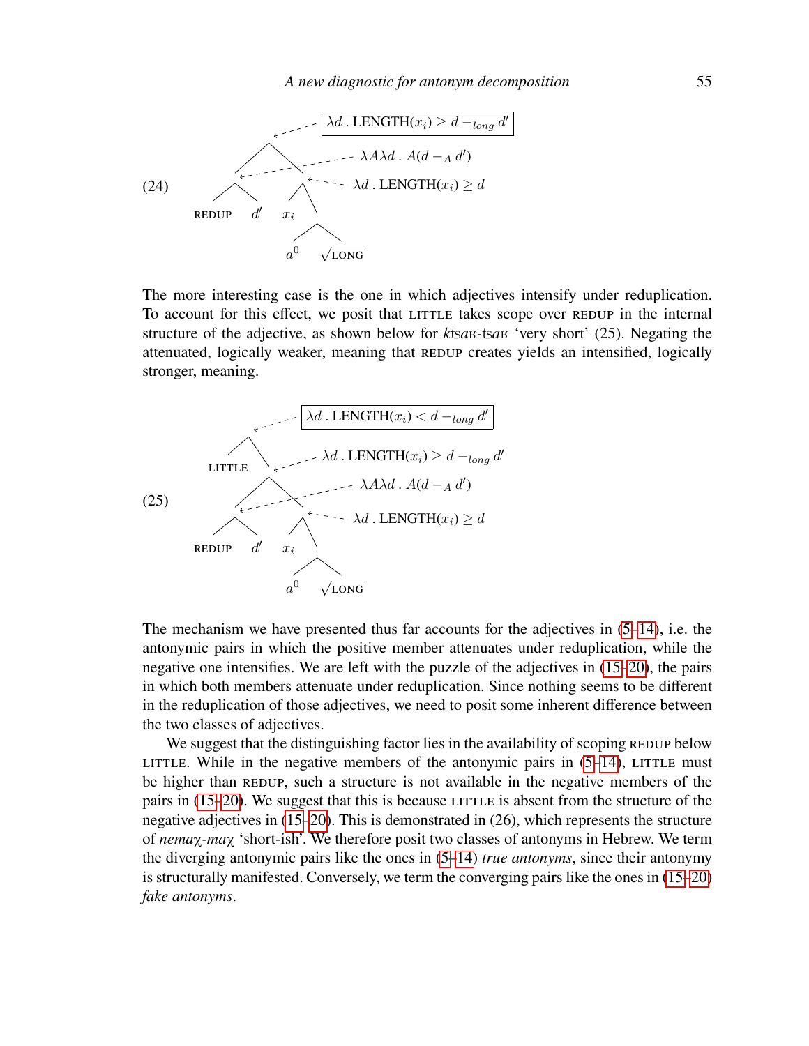(24)

- Top node: $\boxed{\lambda d \,.\, \text{LENGTH}(x_i) \geq d -_{long} d'}$
  - [REDUP $d'$]: $\lambda A \lambda d \,.\, A(d -_A d')$
  - [$x_i$ [$a^0$ $\sqrt{\text{LONG}}$]]: $\lambda d \,.\, \text{LENGTH}(x_i) \geq d$

The more interesting case is the one in which adjectives intensify under reduplication. To account for this effect, we posit that LITTLE takes scope over REDUP in the internal structure of the adjective, as shown below for *k*tsa*ʁ*-tsa*ʁ* 'very short' (25). Negating the attenuated, logically weaker, meaning that REDUP creates yields an intensified, logically stronger, meaning.

(25)

- Top node: $\boxed{\lambda d \,.\, \text{LENGTH}(x_i) < d -_{long} d'}$
  - LITTLE
  - $\lambda d \,.\, \text{LENGTH}(x_i) \geq d -_{long} d'$
    - [REDUP $d'$]: $\lambda A \lambda d \,.\, A(d -_A d')$
    - [$x_i$ [$a^0$ $\sqrt{\text{LONG}}$]]: $\lambda d \,.\, \text{LENGTH}(x_i) \geq d$

The mechanism we have presented thus far accounts for the adjectives in (5–14), i.e. the antonymic pairs in which the positive member attenuates under reduplication, while the negative one intensifies. We are left with the puzzle of the adjectives in (15–20), the pairs in which both members attenuate under reduplication. Since nothing seems to be different in the reduplication of those adjectives, we need to posit some inherent difference between the two classes of adjectives.

We suggest that the distinguishing factor lies in the availability of scoping REDUP below LITTLE. While in the negative members of the antonymic pairs in (5–14), LITTLE must be higher than REDUP, such a structure is not available in the negative members of the pairs in (15–20). We suggest that this is because LITTLE is absent from the structure of the negative adjectives in (15–20). This is demonstrated in (26), which represents the structure of *nemaχ-maχ* 'short-ish'. We therefore posit two classes of antonyms in Hebrew. We term the diverging antonymic pairs like the ones in (5–14) *true antonyms*, since their antonymy is structurally manifested. Conversely, we term the converging pairs like the ones in (15–20) *fake antonyms*.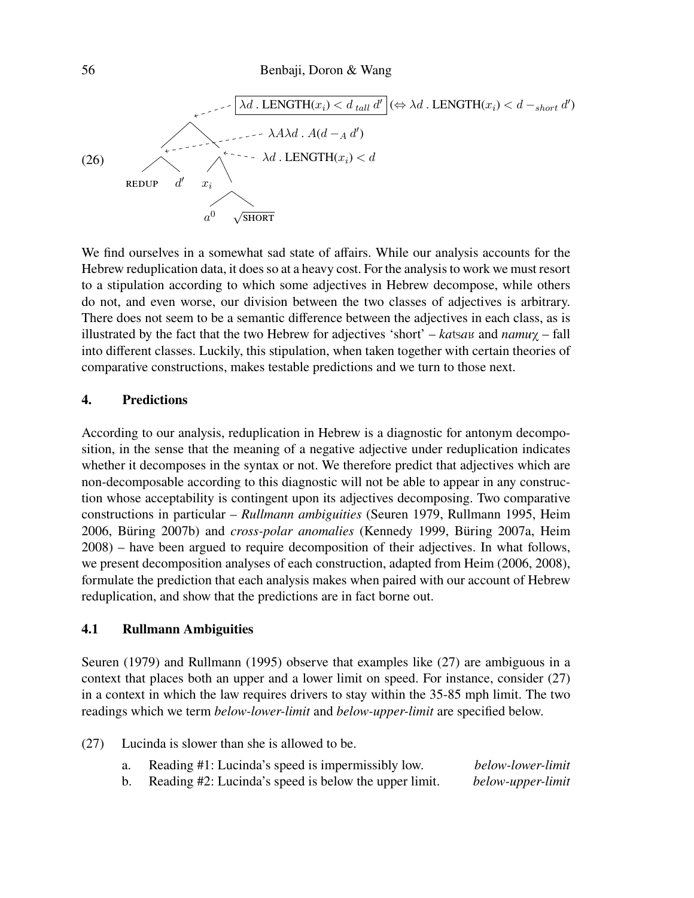(26) [Tree diagram: root node annotated $\boxed{\lambda d \,.\, \text{LENGTH}(x_i) < d \;{}_{tall}\; d'}$ $(\Leftrightarrow \lambda d \,.\, \text{LENGTH}(x_i) < d -_{short} d')$; left daughter [REDUP $d'$] annotated $\lambda A \lambda d \,.\, A(d -_A d')$; right daughter [$x_i$ [$a^0$ $\sqrt{\text{SHORT}}$]] annotated $\lambda d \,.\, \text{LENGTH}(x_i) < d$]

We find ourselves in a somewhat sad state of affairs. While our analysis accounts for the Hebrew reduplication data, it does so at a heavy cost. For the analysis to work we must resort to a stipulation according to which some adjectives in Hebrew decompose, while others do not, and even worse, our division between the two classes of adjectives is arbitrary. There does not seem to be a semantic difference between the adjectives in each class, as is illustrated by the fact that the two Hebrew for adjectives 'short' – *ka*ts*aʁ* and *namuχ* – fall into different classes. Luckily, this stipulation, when taken together with certain theories of comparative constructions, makes testable predictions and we turn to those next.

## 4. Predictions

According to our analysis, reduplication in Hebrew is a diagnostic for antonym decomposition, in the sense that the meaning of a negative adjective under reduplication indicates whether it decomposes in the syntax or not. We therefore predict that adjectives which are non-decomposable according to this diagnostic will not be able to appear in any construction whose acceptability is contingent upon its adjectives decomposing. Two comparative constructions in particular – *Rullmann ambiguities* (Seuren 1979, Rullmann 1995, Heim 2006, Büring 2007b) and *cross-polar anomalies* (Kennedy 1999, Büring 2007a, Heim 2008) – have been argued to require decomposition of their adjectives. In what follows, we present decomposition analyses of each construction, adapted from Heim (2006, 2008), formulate the prediction that each analysis makes when paired with our account of Hebrew reduplication, and show that the predictions are in fact borne out.

### 4.1 Rullmann Ambiguities

Seuren (1979) and Rullmann (1995) observe that examples like (27) are ambiguous in a context that places both an upper and a lower limit on speed. For instance, consider (27) in a context in which the law requires drivers to stay within the 35-85 mph limit. The two readings which we term *below-lower-limit* and *below-upper-limit* are specified below.

(27) Lucinda is slower than she is allowed to be.

a. Reading #1: Lucinda's speed is impermissibly low. *below-lower-limit*

b. Reading #2: Lucinda's speed is below the upper limit. *below-upper-limit*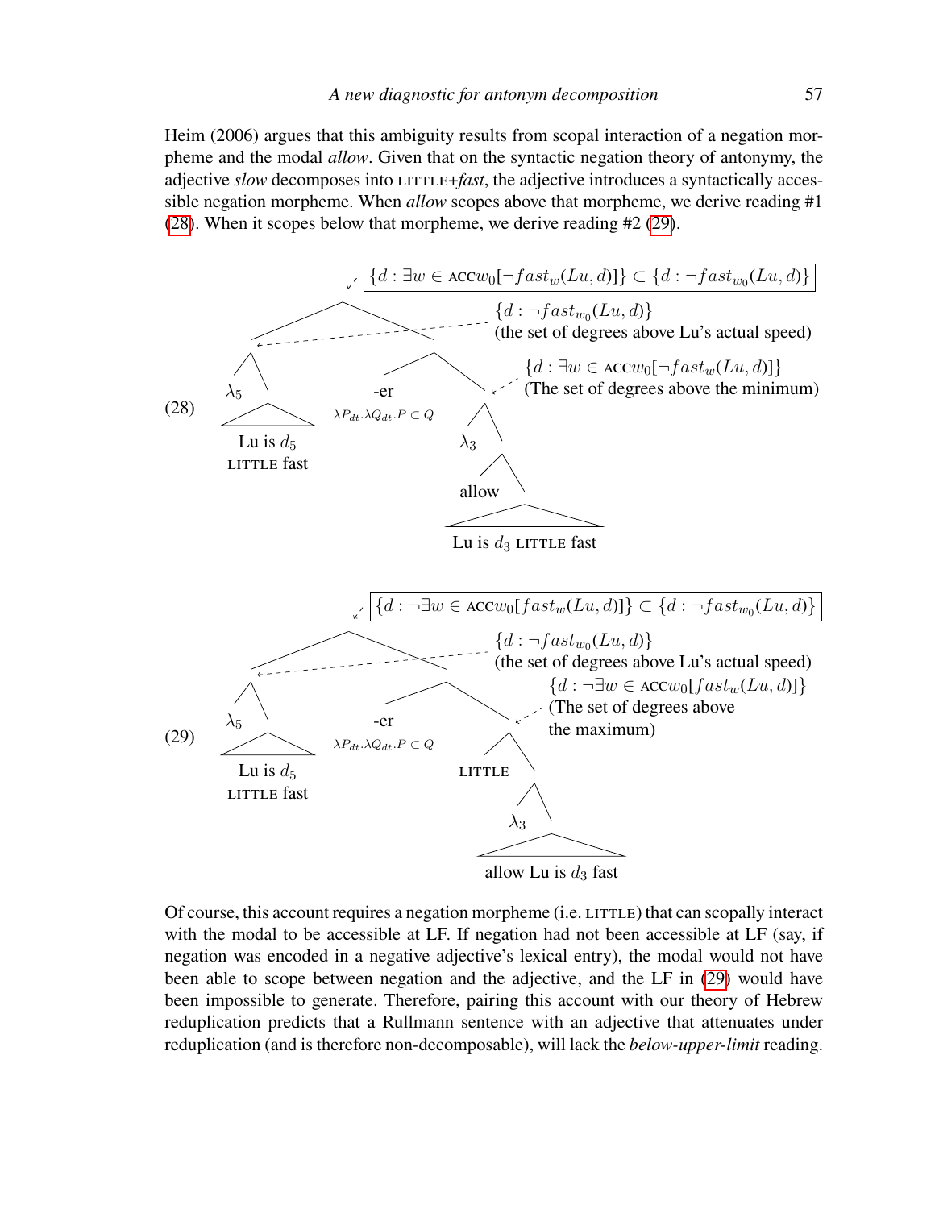Heim (2006) argues that this ambiguity results from scopal interaction of a negation morpheme and the modal *allow*. Given that on the syntactic negation theory of antonymy, the adjective *slow* decomposes into LITTLE+*fast*, the adjective introduces a syntactically accessible negation morpheme. When *allow* scopes above that morpheme, we derive reading #1 (28). When it scopes below that morpheme, we derive reading #2 (29).

(28)

- Root: $\{d : \exists w \in \text{ACC}w_0[\neg fast_w(Lu, d)]\} \subset \{d : \neg fast_{w_0}(Lu, d)\}$
  - $\lambda_5$ [Lu is $d_5$ LITTLE fast]: $\{d : \neg fast_{w_0}(Lu, d)\}$ (the set of degrees above Lu's actual speed)
  - -er ($\lambda P_{dt}.\lambda Q_{dt}.P \subset Q$)
  - $\lambda_3$ [allow [Lu is $d_3$ LITTLE fast]]: $\{d : \exists w \in \text{ACC}w_0[\neg fast_w(Lu, d)]\}$ (The set of degrees above the minimum)

(29)

- Root: $\{d : \neg\exists w \in \text{ACC}w_0[fast_w(Lu, d)]\} \subset \{d : \neg fast_{w_0}(Lu, d)\}$
  - $\lambda_5$ [Lu is $d_5$ LITTLE fast]: $\{d : \neg fast_{w_0}(Lu, d)\}$ (the set of degrees above Lu's actual speed)
  - -er ($\lambda P_{dt}.\lambda Q_{dt}.P \subset Q$)
  - LITTLE [$\lambda_3$ [allow Lu is $d_3$ fast]]: $\{d : \neg\exists w \in \text{ACC}w_0[fast_w(Lu, d)]\}$ (The set of degrees above the maximum)

Of course, this account requires a negation morpheme (i.e. LITTLE) that can scopally interact with the modal to be accessible at LF. If negation had not been accessible at LF (say, if negation was encoded in a negative adjective's lexical entry), the modal would not have been able to scope between negation and the adjective, and the LF in (29) would have been impossible to generate. Therefore, pairing this account with our theory of Hebrew reduplication predicts that a Rullmann sentence with an adjective that attenuates under reduplication (and is therefore non-decomposable), will lack the *below-upper-limit* reading.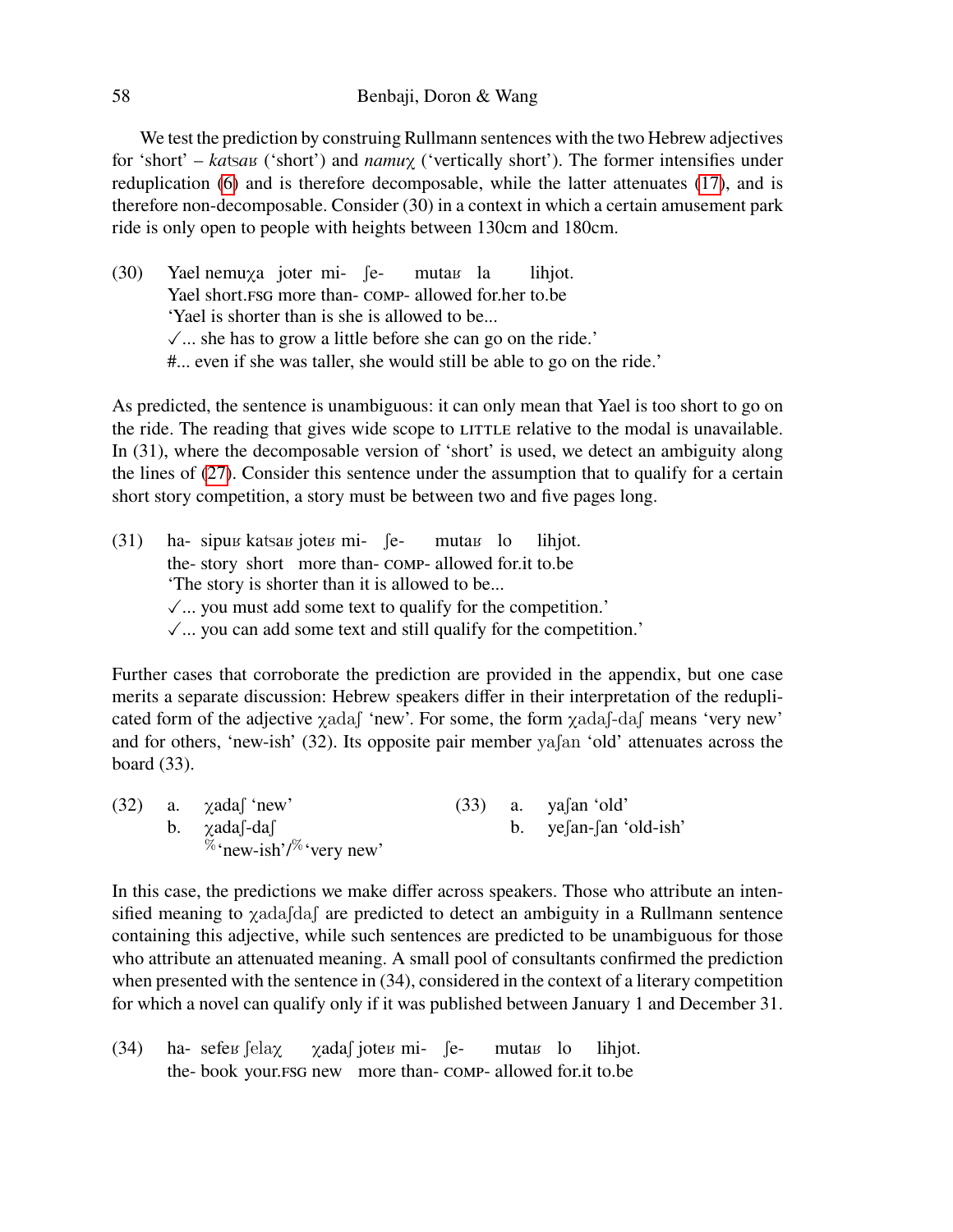We test the prediction by construing Rullmann sentences with the two Hebrew adjectives for 'short' – *katsaʁ* ('short') and *namuχ* ('vertically short'). The former intensifies under reduplication (6) and is therefore decomposable, while the latter attenuates (17), and is therefore non-decomposable. Consider (30) in a context in which a certain amusement park ride is only open to people with heights between 130cm and 180cm.

(30) Yael nemuχa joter mi- ʃe- mutaʁ la lihjot.
Yael short.FSG more than- COMP- allowed for.her to.be
'Yael is shorter than is she is allowed to be...
✓... she has to grow a little before she can go on the ride.'
#... even if she was taller, she would still be able to go on the ride.'

As predicted, the sentence is unambiguous: it can only mean that Yael is too short to go on the ride. The reading that gives wide scope to LITTLE relative to the modal is unavailable. In (31), where the decomposable version of 'short' is used, we detect an ambiguity along the lines of (27). Consider this sentence under the assumption that to qualify for a certain short story competition, a story must be between two and five pages long.

(31) ha- sipuʁ katsaʁ joteʁ mi- ʃe- mutaʁ lo lihjot.
the- story short more than- COMP- allowed for.it to.be
'The story is shorter than it is allowed to be...
✓... you must add some text to qualify for the competition.'
✓... you can add some text and still qualify for the competition.'

Further cases that corroborate the prediction are provided in the appendix, but one case merits a separate discussion: Hebrew speakers differ in their interpretation of the reduplicated form of the adjective χadaʃ 'new'. For some, the form χadaʃ-daʃ means 'very new' and for others, 'new-ish' (32). Its opposite pair member yaʃan 'old' attenuates across the board (33).

(32) a. χadaʃ 'new'
b. χadaʃ-daʃ
%'new-ish'/%'very new'

(33) a. yaʃan 'old'
b. yeʃan-ʃan 'old-ish'

In this case, the predictions we make differ across speakers. Those who attribute an intensified meaning to χadaʃdaʃ are predicted to detect an ambiguity in a Rullmann sentence containing this adjective, while such sentences are predicted to be unambiguous for those who attribute an attenuated meaning. A small pool of consultants confirmed the prediction when presented with the sentence in (34), considered in the context of a literary competition for which a novel can qualify only if it was published between January 1 and December 31.

(34) ha- sefeʁ ʃelaχ χadaʃ joteʁ mi- ʃe- mutaʁ lo lihjot.
the- book your.FSG new more than- COMP- allowed for.it to.be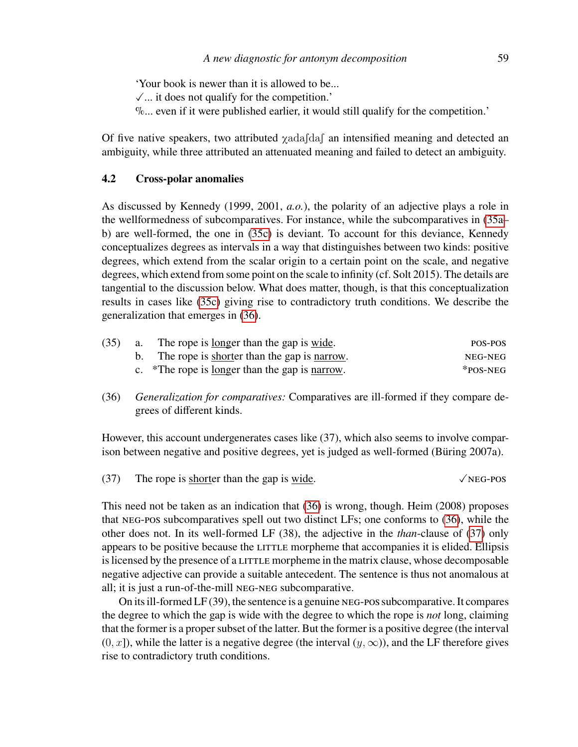'Your book is newer than it is allowed to be...
✓... it does not qualify for the competition.'
%... even if it were published earlier, it would still qualify for the competition.'

Of five native speakers, two attributed χadaʃdaʃ an intensified meaning and detected an ambiguity, while three attributed an attenuated meaning and failed to detect an ambiguity.

### 4.2 Cross-polar anomalies

As discussed by Kennedy (1999, 2001, *a.o.*), the polarity of an adjective plays a role in the wellformedness of subcomparatives. For instance, while the subcomparatives in (35a–b) are well-formed, the one in (35c) is deviant. To account for this deviance, Kennedy conceptualizes degrees as intervals in a way that distinguishes between two kinds: positive degrees, which extend from the scalar origin to a certain point on the scale, and negative degrees, which extend from some point on the scale to infinity (cf. Solt 2015). The details are tangential to the discussion below. What does matter, though, is that this conceptualization results in cases like (35c) giving rise to contradictory truth conditions. We describe the generalization that emerges in (36).

(35) a. The rope is <u>long</u>er than the gap is <u>wide</u>. POS-POS
b. The rope is <u>short</u>er than the gap is <u>narrow</u>. NEG-NEG
c. *The rope is <u>long</u>er than the gap is <u>narrow</u>. *POS-NEG

(36) *Generalization for comparatives:* Comparatives are ill-formed if they compare degrees of different kinds.

However, this account undergenerates cases like (37), which also seems to involve comparison between negative and positive degrees, yet is judged as well-formed (Büring 2007a).

(37) The rope is <u>short</u>er than the gap is <u>wide</u>. ✓NEG-POS

This need not be taken as an indication that (36) is wrong, though. Heim (2008) proposes that NEG-POS subcomparatives spell out two distinct LFs; one conforms to (36), while the other does not. In its well-formed LF (38), the adjective in the *than*-clause of (37) only appears to be positive because the LITTLE morpheme that accompanies it is elided. Ellipsis is licensed by the presence of a LITTLE morpheme in the matrix clause, whose decomposable negative adjective can provide a suitable antecedent. The sentence is thus not anomalous at all; it is just a run-of-the-mill NEG-NEG subcomparative.

On its ill-formed LF (39), the sentence is a genuine NEG-POS subcomparative. It compares the degree to which the gap is wide with the degree to which the rope is *not* long, claiming that the former is a proper subset of the latter. But the former is a positive degree (the interval $(0, x]$), while the latter is a negative degree (the interval $(y, \infty)$), and the LF therefore gives rise to contradictory truth conditions.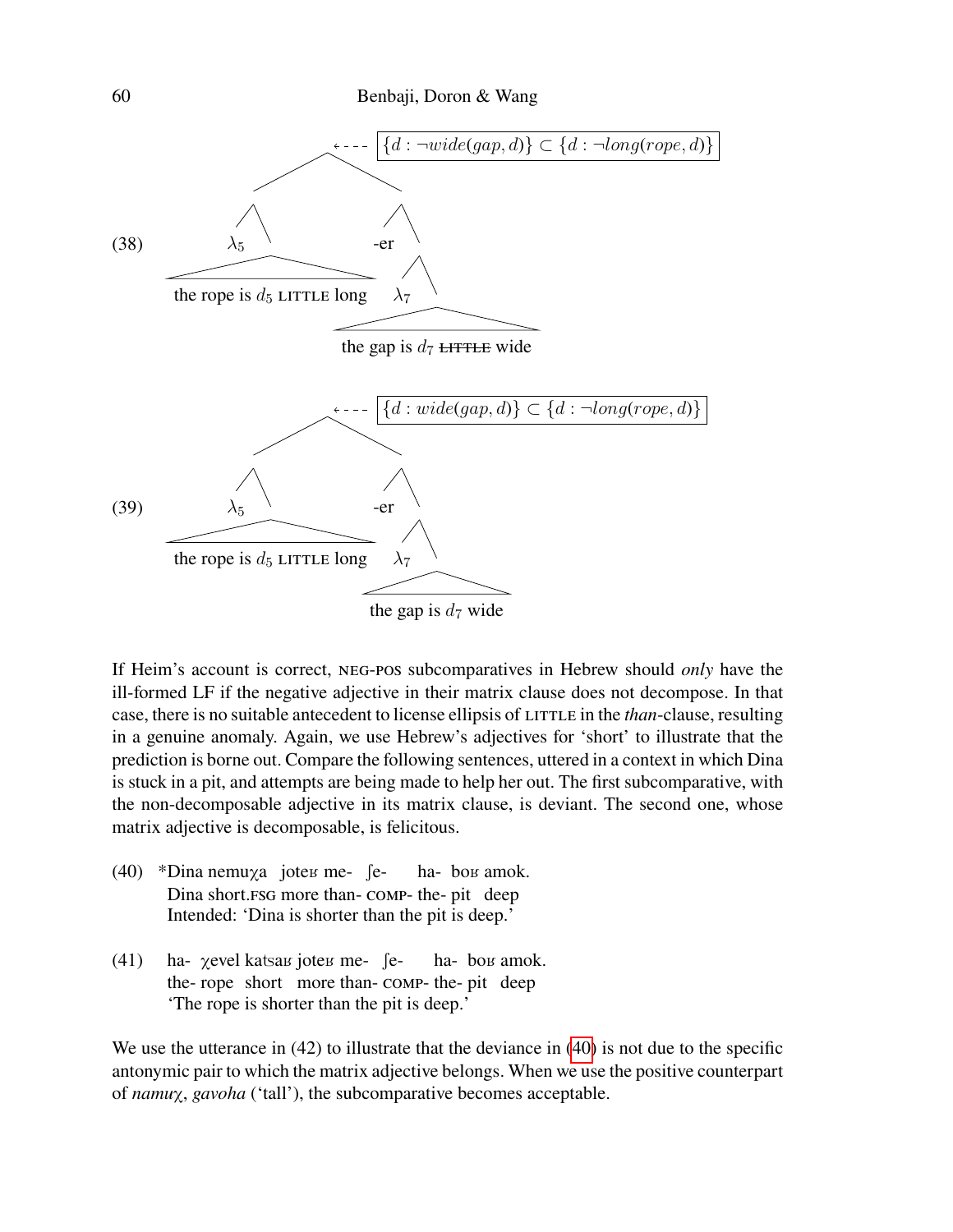(38)

$$\{d : \neg wide(gap, d)\} \subset \{d : \neg long(rope, d)\}$$

- [$\lambda_5$ the rope is $d_5$ LITTLE long] [-er [$\lambda_7$ the gap is $d_7$ ~~LITTLE~~ wide]]

(39)

$$\{d : wide(gap, d)\} \subset \{d : \neg long(rope, d)\}$$

- [$\lambda_5$ the rope is $d_5$ LITTLE long] [-er [$\lambda_7$ the gap is $d_7$ wide]]

If Heim's account is correct, NEG-POS subcomparatives in Hebrew should *only* have the ill-formed LF if the negative adjective in their matrix clause does not decompose. In that case, there is no suitable antecedent to license ellipsis of LITTLE in the *than*-clause, resulting in a genuine anomaly. Again, we use Hebrew's adjectives for 'short' to illustrate that the prediction is borne out. Compare the following sentences, uttered in a context in which Dina is stuck in a pit, and attempts are being made to help her out. The first subcomparative, with the non-decomposable adjective in its matrix clause, is deviant. The second one, whose matrix adjective is decomposable, is felicitous.

(40) \*Dina nemuχa joteʁ me- ʃe- ha- boʁ amok.
Dina short.FSG more than- COMP- the- pit deep
Intended: 'Dina is shorter than the pit is deep.'

(41) ha- χevel katsaʁ joteʁ me- ʃe- ha- boʁ amok.
the- rope short more than- COMP- the- pit deep
'The rope is shorter than the pit is deep.'

We use the utterance in (42) to illustrate that the deviance in (40) is not due to the specific antonymic pair to which the matrix adjective belongs. When we use the positive counterpart of *namuχ*, *gavoha* ('tall'), the subcomparative becomes acceptable.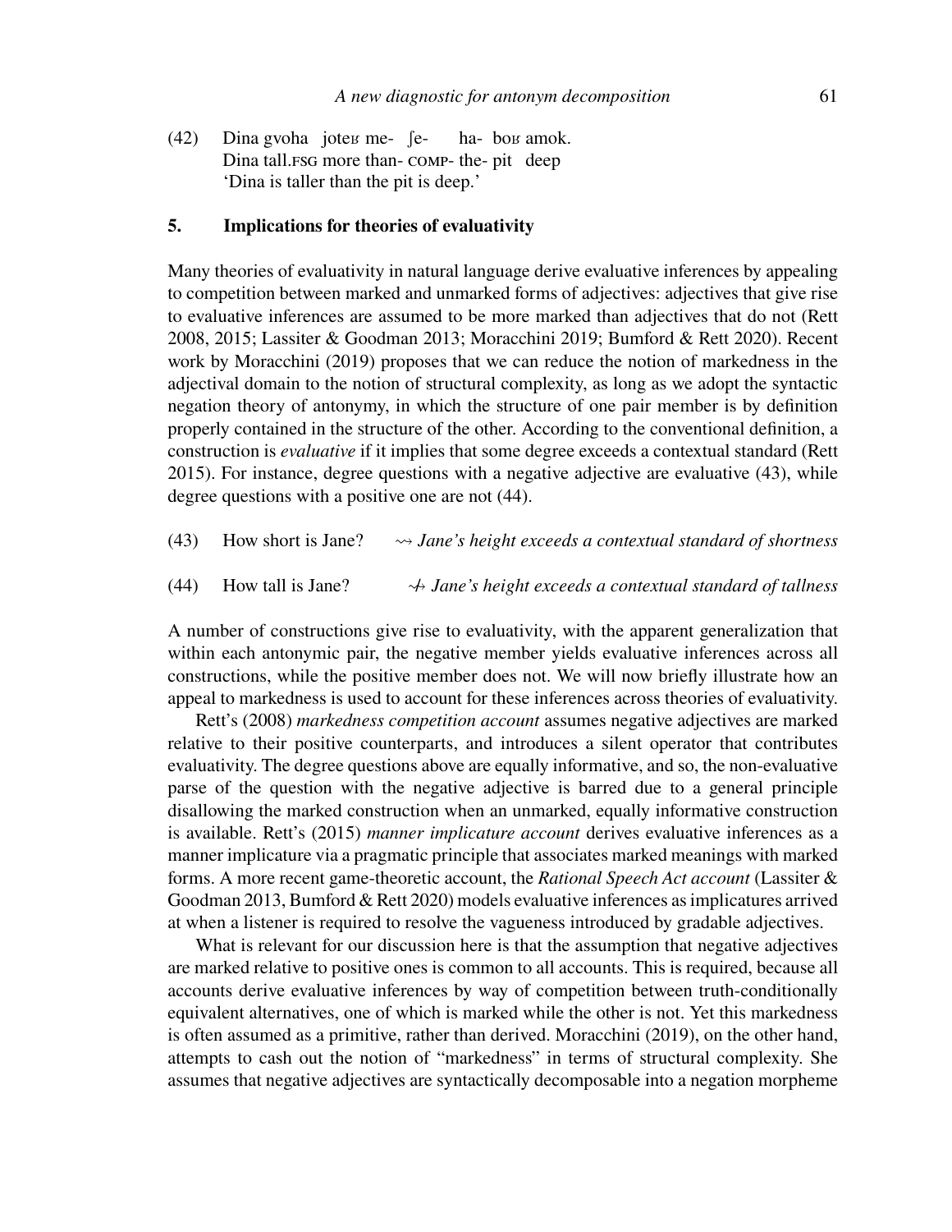(42) Dina gvoha joteʁ me- ʃe- ha- boʁ amok.
Dina tall.FSG more than- COMP- the- pit deep
'Dina is taller than the pit is deep.'

## 5. Implications for theories of evaluativity

Many theories of evaluativity in natural language derive evaluative inferences by appealing to competition between marked and unmarked forms of adjectives: adjectives that give rise to evaluative inferences are assumed to be more marked than adjectives that do not (Rett 2008, 2015; Lassiter & Goodman 2013; Moracchini 2019; Bumford & Rett 2020). Recent work by Moracchini (2019) proposes that we can reduce the notion of markedness in the adjectival domain to the notion of structural complexity, as long as we adopt the syntactic negation theory of antonymy, in which the structure of one pair member is by definition properly contained in the structure of the other. According to the conventional definition, a construction is *evaluative* if it implies that some degree exceeds a contextual standard (Rett 2015). For instance, degree questions with a negative adjective are evaluative (43), while degree questions with a positive one are not (44).

(43) How short is Jane? ⇝ *Jane's height exceeds a contextual standard of shortness*

(44) How tall is Jane? ⇝̸ *Jane's height exceeds a contextual standard of tallness*

A number of constructions give rise to evaluativity, with the apparent generalization that within each antonymic pair, the negative member yields evaluative inferences across all constructions, while the positive member does not. We will now briefly illustrate how an appeal to markedness is used to account for these inferences across theories of evaluativity.

Rett's (2008) *markedness competition account* assumes negative adjectives are marked relative to their positive counterparts, and introduces a silent operator that contributes evaluativity. The degree questions above are equally informative, and so, the non-evaluative parse of the question with the negative adjective is barred due to a general principle disallowing the marked construction when an unmarked, equally informative construction is available. Rett's (2015) *manner implicature account* derives evaluative inferences as a manner implicature via a pragmatic principle that associates marked meanings with marked forms. A more recent game-theoretic account, the *Rational Speech Act account* (Lassiter & Goodman 2013, Bumford & Rett 2020) models evaluative inferences as implicatures arrived at when a listener is required to resolve the vagueness introduced by gradable adjectives.

What is relevant for our discussion here is that the assumption that negative adjectives are marked relative to positive ones is common to all accounts. This is required, because all accounts derive evaluative inferences by way of competition between truth-conditionally equivalent alternatives, one of which is marked while the other is not. Yet this markedness is often assumed as a primitive, rather than derived. Moracchini (2019), on the other hand, attempts to cash out the notion of "markedness" in terms of structural complexity. She assumes that negative adjectives are syntactically decomposable into a negation morpheme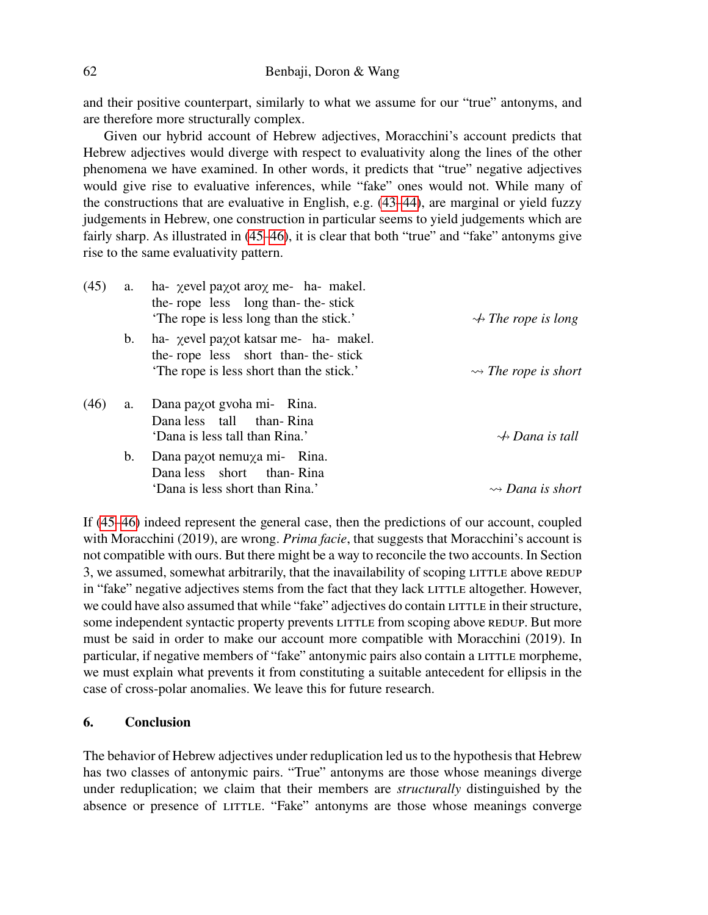and their positive counterpart, similarly to what we assume for our "true" antonyms, and are therefore more structurally complex.

Given our hybrid account of Hebrew adjectives, Moracchini's account predicts that Hebrew adjectives would diverge with respect to evaluativity along the lines of the other phenomena we have examined. In other words, it predicts that "true" negative adjectives would give rise to evaluative inferences, while "fake" ones would not. While many of the constructions that are evaluative in English, e.g. (43–44), are marginal or yield fuzzy judgements in Hebrew, one construction in particular seems to yield judgements which are fairly sharp. As illustrated in (45–46), it is clear that both "true" and "fake" antonyms give rise to the same evaluativity pattern.

(45) a. ha- χevel paχot aroχ me- ha- makel.
the- rope less long than- the- stick
'The rope is less long than the stick.' ⇝̸ *The rope is long*

b. ha- χevel paχot katsar me- ha- makel.
the- rope less short than- the- stick
'The rope is less short than the stick.' ⇝ *The rope is short*

(46) a. Dana paχot gvoha mi- Rina.
Dana less tall than- Rina
'Dana is less tall than Rina.' ⇝̸ *Dana is tall*

b. Dana paχot nemuχa mi- Rina.
Dana less short than- Rina
'Dana is less short than Rina.' ⇝ *Dana is short*

If (45–46) indeed represent the general case, then the predictions of our account, coupled with Moracchini (2019), are wrong. *Prima facie*, that suggests that Moracchini's account is not compatible with ours. But there might be a way to reconcile the two accounts. In Section 3, we assumed, somewhat arbitrarily, that the inavailability of scoping LITTLE above REDUP in "fake" negative adjectives stems from the fact that they lack LITTLE altogether. However, we could have also assumed that while "fake" adjectives do contain LITTLE in their structure, some independent syntactic property prevents LITTLE from scoping above REDUP. But more must be said in order to make our account more compatible with Moracchini (2019). In particular, if negative members of "fake" antonymic pairs also contain a LITTLE morpheme, we must explain what prevents it from constituting a suitable antecedent for ellipsis in the case of cross-polar anomalies. We leave this for future research.

## 6. Conclusion

The behavior of Hebrew adjectives under reduplication led us to the hypothesis that Hebrew has two classes of antonymic pairs. "True" antonyms are those whose meanings diverge under reduplication; we claim that their members are *structurally* distinguished by the absence or presence of LITTLE. "Fake" antonyms are those whose meanings converge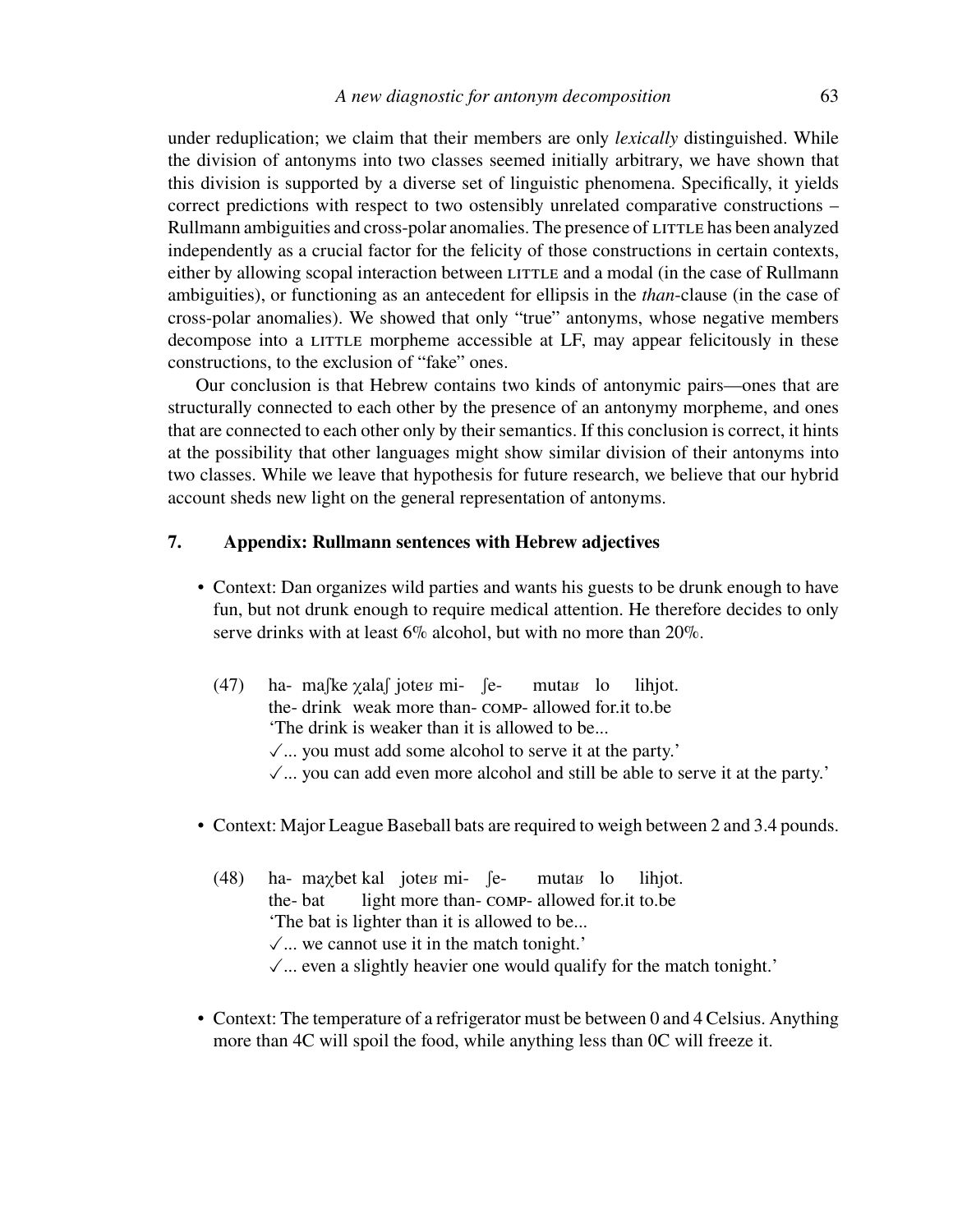under reduplication; we claim that their members are only *lexically* distinguished. While the division of antonyms into two classes seemed initially arbitrary, we have shown that this division is supported by a diverse set of linguistic phenomena. Specifically, it yields correct predictions with respect to two ostensibly unrelated comparative constructions – Rullmann ambiguities and cross-polar anomalies. The presence of LITTLE has been analyzed independently as a crucial factor for the felicity of those constructions in certain contexts, either by allowing scopal interaction between LITTLE and a modal (in the case of Rullmann ambiguities), or functioning as an antecedent for ellipsis in the *than*-clause (in the case of cross-polar anomalies). We showed that only "true" antonyms, whose negative members decompose into a LITTLE morpheme accessible at LF, may appear felicitously in these constructions, to the exclusion of "fake" ones.

Our conclusion is that Hebrew contains two kinds of antonymic pairs—ones that are structurally connected to each other by the presence of an antonymy morpheme, and ones that are connected to each other only by their semantics. If this conclusion is correct, it hints at the possibility that other languages might show similar division of their antonyms into two classes. While we leave that hypothesis for future research, we believe that our hybrid account sheds new light on the general representation of antonyms.

## 7. Appendix: Rullmann sentences with Hebrew adjectives

- Context: Dan organizes wild parties and wants his guests to be drunk enough to have fun, but not drunk enough to require medical attention. He therefore decides to only serve drinks with at least 6% alcohol, but with no more than 20%.

(47) ha- maʃke χalaʃ joteʁ mi- ʃe- mutaʁ lo lihjot.
the- drink weak more than- COMP- allowed for.it to.be
'The drink is weaker than it is allowed to be...
✓... you must add some alcohol to serve it at the party.'
✓... you can add even more alcohol and still be able to serve it at the party.'

- Context: Major League Baseball bats are required to weigh between 2 and 3.4 pounds.

(48) ha- maχbet kal joteʁ mi- ʃe- mutaʁ lo lihjot.
the- bat light more than- COMP- allowed for.it to.be
'The bat is lighter than it is allowed to be...
✓... we cannot use it in the match tonight.'
✓... even a slightly heavier one would qualify for the match tonight.'

- Context: The temperature of a refrigerator must be between 0 and 4 Celsius. Anything more than 4C will spoil the food, while anything less than 0C will freeze it.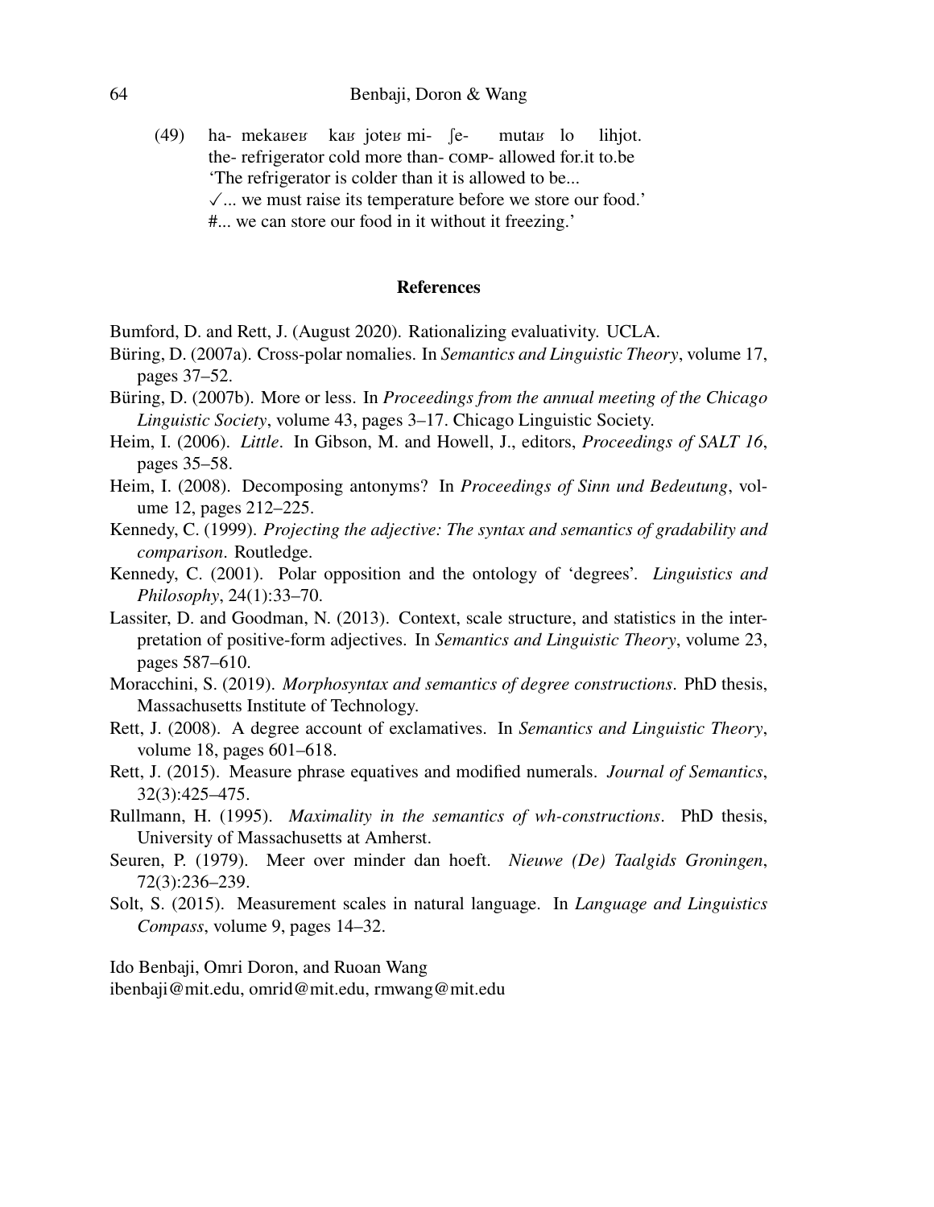(49) ha- mekaʁeʁ kaʁ joteʁ mi- ʃe- mutaʁ lo lihjot.
the- refrigerator cold more than- COMP- allowed for.it to.be
'The refrigerator is colder than it is allowed to be...
✓... we must raise its temperature before we store our food.'
#... we can store our food in it without it freezing.'

## References

Bumford, D. and Rett, J. (August 2020). Rationalizing evaluativity. UCLA.

Büring, D. (2007a). Cross-polar nomalies. In *Semantics and Linguistic Theory*, volume 17, pages 37–52.

Büring, D. (2007b). More or less. In *Proceedings from the annual meeting of the Chicago Linguistic Society*, volume 43, pages 3–17. Chicago Linguistic Society.

Heim, I. (2006). *Little*. In Gibson, M. and Howell, J., editors, *Proceedings of SALT 16*, pages 35–58.

Heim, I. (2008). Decomposing antonyms? In *Proceedings of Sinn und Bedeutung*, volume 12, pages 212–225.

Kennedy, C. (1999). *Projecting the adjective: The syntax and semantics of gradability and comparison*. Routledge.

Kennedy, C. (2001). Polar opposition and the ontology of 'degrees'. *Linguistics and Philosophy*, 24(1):33–70.

Lassiter, D. and Goodman, N. (2013). Context, scale structure, and statistics in the interpretation of positive-form adjectives. In *Semantics and Linguistic Theory*, volume 23, pages 587–610.

Moracchini, S. (2019). *Morphosyntax and semantics of degree constructions*. PhD thesis, Massachusetts Institute of Technology.

Rett, J. (2008). A degree account of exclamatives. In *Semantics and Linguistic Theory*, volume 18, pages 601–618.

Rett, J. (2015). Measure phrase equatives and modified numerals. *Journal of Semantics*, 32(3):425–475.

Rullmann, H. (1995). *Maximality in the semantics of wh-constructions*. PhD thesis, University of Massachusetts at Amherst.

Seuren, P. (1979). Meer over minder dan hoeft. *Nieuwe (De) Taalgids Groningen*, 72(3):236–239.

Solt, S. (2015). Measurement scales in natural language. In *Language and Linguistics Compass*, volume 9, pages 14–32.

Ido Benbaji, Omri Doron, and Ruoan Wang
ibenbaji@mit.edu, omrid@mit.edu, rmwang@mit.edu